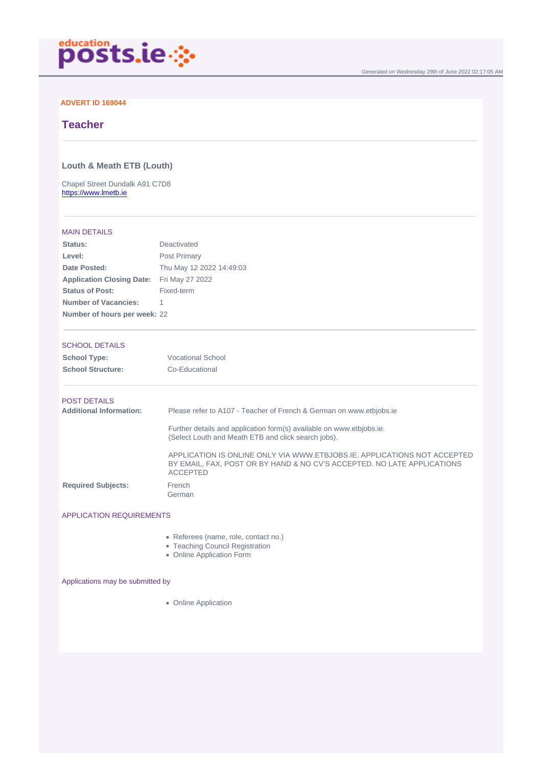**ADVERT ID 169044**

# Teacher

### Louth & Meath ETB (Louth)

Chapel Street Dundalk A91 C7D8
https://www.lmetb.ie

## MAIN DETAILS

| | |
|---|---|
| **Status:** | Deactivated |
| **Level:** | Post Primary |
| **Date Posted:** | Thu May 12 2022 14:49:03 |
| **Application Closing Date:** | Fri May 27 2022 |
| **Status of Post:** | Fixed-term |
| **Number of Vacancies:** | 1 |
| **Number of hours per week:** | 22 |

## SCHOOL DETAILS

| | |
|---|---|
| **School Type:** | Vocational School |
| **School Structure:** | Co-Educational |

## POST DETAILS

**Additional Information:**

Please refer to A107 - Teacher of French & German on www.etbjobs.ie

Further details and application form(s) available on www.etbjobs.ie.
(Select Louth and Meath ETB and click search jobs).

APPLICATION IS ONLINE ONLY VIA WWW.ETBJOBS.IE. APPLICATIONS NOT ACCEPTED BY EMAIL, FAX, POST OR BY HAND & NO CV'S ACCEPTED. NO LATE APPLICATIONS ACCEPTED

**Required Subjects:**

French
German

## APPLICATION REQUIREMENTS

- Referees (name, role, contact no.)
- Teaching Council Registration
- Online Application Form

## Applications may be submitted by

- Online Application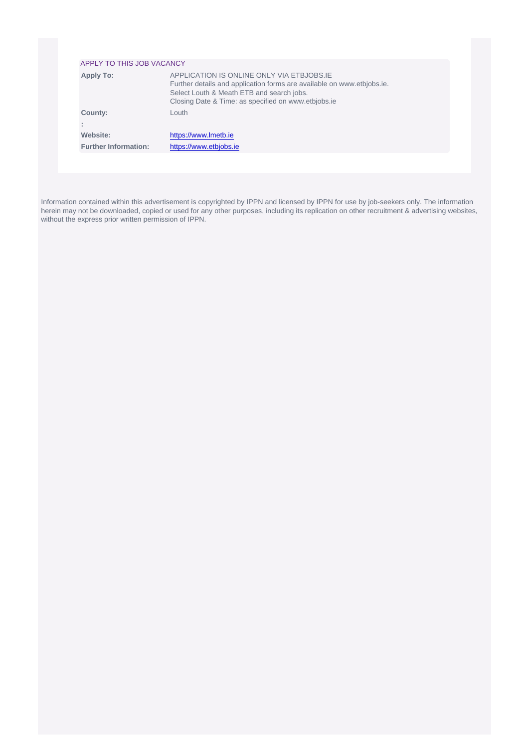## APPLY TO THIS JOB VACANCY

| | |
|---|---|
| **Apply To:** | APPLICATION IS ONLINE ONLY VIA ETBJOBS.IE<br>Further details and application forms are available on www.etbjobs.ie.<br>Select Louth & Meath ETB and search jobs.<br>Closing Date & Time: as specified on www.etbjobs.ie |
| **County:** | Louth |
| **:** | |
| **Website:** | https://www.lmetb.ie |
| **Further Information:** | https://www.etbjobs.ie |

Information contained within this advertisement is copyrighted by IPPN and licensed by IPPN for use by job-seekers only. The information herein may not be downloaded, copied or used for any other purposes, including its replication on other recruitment & advertising websites, without the express prior written permission of IPPN.